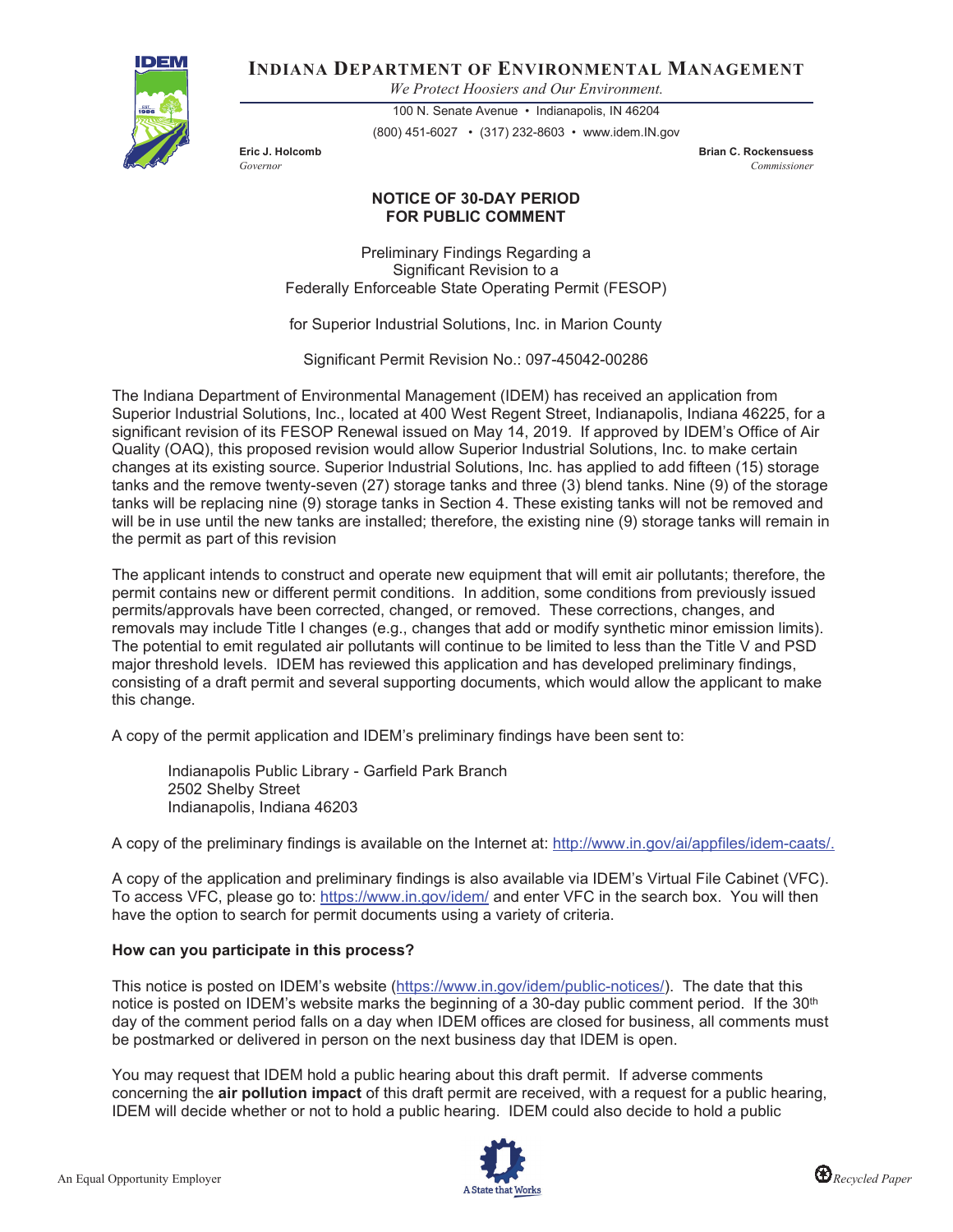# Indiana Department of Environmental Management

*We Protect Hoosiers and Our Environment.*

100 N. Senate Avenue • Indianapolis, IN 46204

(800) 451-6027 • (317) 232-8603 • www.idem.IN.gov

**Eric J. Holcomb**
*Governor*

**Brian C. Rockensuess**
*Commissioner*

## NOTICE OF 30-DAY PERIOD FOR PUBLIC COMMENT

Preliminary Findings Regarding a
Significant Revision to a
Federally Enforceable State Operating Permit (FESOP)

for Superior Industrial Solutions, Inc. in Marion County

Significant Permit Revision No.: 097-45042-00286

The Indiana Department of Environmental Management (IDEM) has received an application from Superior Industrial Solutions, Inc., located at 400 West Regent Street, Indianapolis, Indiana 46225, for a significant revision of its FESOP Renewal issued on May 14, 2019. If approved by IDEM's Office of Air Quality (OAQ), this proposed revision would allow Superior Industrial Solutions, Inc. to make certain changes at its existing source. Superior Industrial Solutions, Inc. has applied to add fifteen (15) storage tanks and the remove twenty-seven (27) storage tanks and three (3) blend tanks. Nine (9) of the storage tanks will be replacing nine (9) storage tanks in Section 4. These existing tanks will not be removed and will be in use until the new tanks are installed; therefore, the existing nine (9) storage tanks will remain in the permit as part of this revision

The applicant intends to construct and operate new equipment that will emit air pollutants; therefore, the permit contains new or different permit conditions. In addition, some conditions from previously issued permits/approvals have been corrected, changed, or removed. These corrections, changes, and removals may include Title I changes (e.g., changes that add or modify synthetic minor emission limits). The potential to emit regulated air pollutants will continue to be limited to less than the Title V and PSD major threshold levels. IDEM has reviewed this application and has developed preliminary findings, consisting of a draft permit and several supporting documents, which would allow the applicant to make this change.

A copy of the permit application and IDEM's preliminary findings have been sent to:

Indianapolis Public Library - Garfield Park Branch
2502 Shelby Street
Indianapolis, Indiana 46203

A copy of the preliminary findings is available on the Internet at: http://www.in.gov/ai/appfiles/idem-caats/.

A copy of the application and preliminary findings is also available via IDEM's Virtual File Cabinet (VFC). To access VFC, please go to: https://www.in.gov/idem/ and enter VFC in the search box. You will then have the option to search for permit documents using a variety of criteria.

**How can you participate in this process?**

This notice is posted on IDEM's website (https://www.in.gov/idem/public-notices/). The date that this notice is posted on IDEM's website marks the beginning of a 30-day public comment period. If the 30th day of the comment period falls on a day when IDEM offices are closed for business, all comments must be postmarked or delivered in person on the next business day that IDEM is open.

You may request that IDEM hold a public hearing about this draft permit. If adverse comments concerning the **air pollution impact** of this draft permit are received, with a request for a public hearing, IDEM will decide whether or not to hold a public hearing. IDEM could also decide to hold a public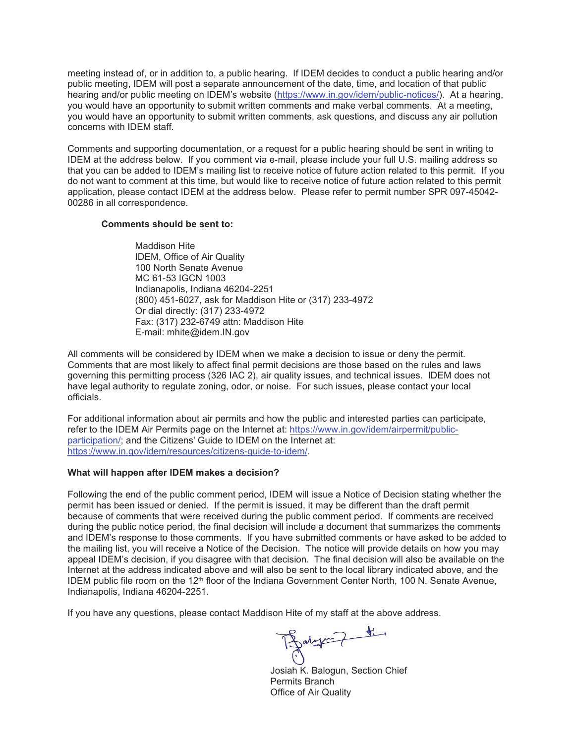meeting instead of, or in addition to, a public hearing. If IDEM decides to conduct a public hearing and/or public meeting, IDEM will post a separate announcement of the date, time, and location of that public hearing and/or public meeting on IDEM's website (https://www.in.gov/idem/public-notices/). At a hearing, you would have an opportunity to submit written comments and make verbal comments. At a meeting, you would have an opportunity to submit written comments, ask questions, and discuss any air pollution concerns with IDEM staff.

Comments and supporting documentation, or a request for a public hearing should be sent in writing to IDEM at the address below. If you comment via e-mail, please include your full U.S. mailing address so that you can be added to IDEM's mailing list to receive notice of future action related to this permit. If you do not want to comment at this time, but would like to receive notice of future action related to this permit application, please contact IDEM at the address below. Please refer to permit number SPR 097-45042-00286 in all correspondence.

**Comments should be sent to:**

Maddison Hite
IDEM, Office of Air Quality
100 North Senate Avenue
MC 61-53 IGCN 1003
Indianapolis, Indiana 46204-2251
(800) 451-6027, ask for Maddison Hite or (317) 233-4972
Or dial directly: (317) 233-4972
Fax: (317) 232-6749 attn: Maddison Hite
E-mail: mhite@idem.IN.gov

All comments will be considered by IDEM when we make a decision to issue or deny the permit. Comments that are most likely to affect final permit decisions are those based on the rules and laws governing this permitting process (326 IAC 2), air quality issues, and technical issues. IDEM does not have legal authority to regulate zoning, odor, or noise. For such issues, please contact your local officials.

For additional information about air permits and how the public and interested parties can participate, refer to the IDEM Air Permits page on the Internet at: https://www.in.gov/idem/airpermit/public-participation/; and the Citizens' Guide to IDEM on the Internet at: https://www.in.gov/idem/resources/citizens-guide-to-idem/.

**What will happen after IDEM makes a decision?**

Following the end of the public comment period, IDEM will issue a Notice of Decision stating whether the permit has been issued or denied. If the permit is issued, it may be different than the draft permit because of comments that were received during the public comment period. If comments are received during the public notice period, the final decision will include a document that summarizes the comments and IDEM's response to those comments. If you have submitted comments or have asked to be added to the mailing list, you will receive a Notice of the Decision. The notice will provide details on how you may appeal IDEM's decision, if you disagree with that decision. The final decision will also be available on the Internet at the address indicated above and will also be sent to the local library indicated above, and the IDEM public file room on the 12th floor of the Indiana Government Center North, 100 N. Senate Avenue, Indianapolis, Indiana 46204-2251.

If you have any questions, please contact Maddison Hite of my staff at the above address.

Josiah K. Balogun, Section Chief
Permits Branch
Office of Air Quality